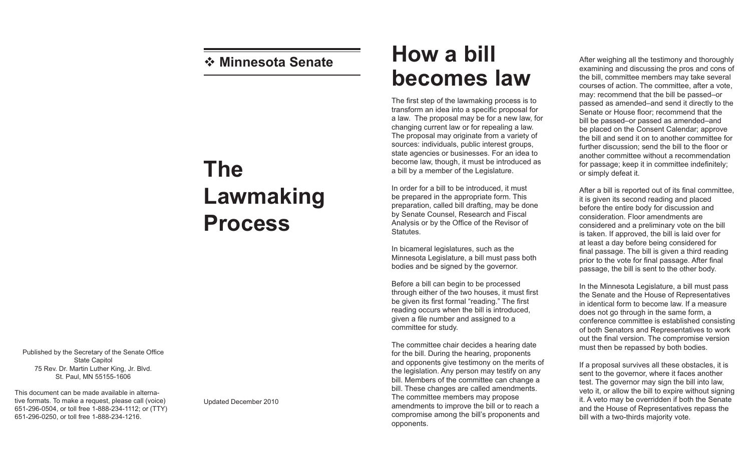Published by the Secretary of the Senate Office
State Capitol
75 Rev. Dr. Martin Luther King, Jr. Blvd.
St. Paul, MN 55155-1606

This document can be made available in alternative formats. To make a request, please call (voice) 651-296-0504, or toll free 1-888-234-1112; or (TTY) 651-296-0250, or toll free 1-888-234-1216.

❖ **Minnesota Senate**

# The Lawmaking Process

Updated December 2010

# How a bill becomes law

The first step of the lawmaking process is to transform an idea into a specific proposal for a law. The proposal may be for a new law, for changing current law or for repealing a law. The proposal may originate from a variety of sources: individuals, public interest groups, state agencies or businesses. For an idea to become law, though, it must be introduced as a bill by a member of the Legislature.

In order for a bill to be introduced, it must be prepared in the appropriate form. This preparation, called bill drafting, may be done by Senate Counsel, Research and Fiscal Analysis or by the Office of the Revisor of Statutes.

In bicameral legislatures, such as the Minnesota Legislature, a bill must pass both bodies and be signed by the governor.

Before a bill can begin to be processed through either of the two houses, it must first be given its first formal "reading." The first reading occurs when the bill is introduced, given a file number and assigned to a committee for study.

The committee chair decides a hearing date for the bill. During the hearing, proponents and opponents give testimony on the merits of the legislation. Any person may testify on any bill. Members of the committee can change a bill. These changes are called amendments. The committee members may propose amendments to improve the bill or to reach a compromise among the bill's proponents and opponents.

After weighing all the testimony and thoroughly examining and discussing the pros and cons of the bill, committee members may take several courses of action. The committee, after a vote, may: recommend that the bill be passed–or passed as amended–and send it directly to the Senate or House floor; recommend that the bill be passed–or passed as amended–and be placed on the Consent Calendar; approve the bill and send it on to another committee for further discussion; send the bill to the floor or another committee without a recommendation for passage; keep it in committee indefinitely; or simply defeat it.

After a bill is reported out of its final committee, it is given its second reading and placed before the entire body for discussion and consideration. Floor amendments are considered and a preliminary vote on the bill is taken. If approved, the bill is laid over for at least a day before being considered for final passage. The bill is given a third reading prior to the vote for final passage. After final passage, the bill is sent to the other body.

In the Minnesota Legislature, a bill must pass the Senate and the House of Representatives in identical form to become law. If a measure does not go through in the same form, a conference committee is established consisting of both Senators and Representatives to work out the final version. The compromise version must then be repassed by both bodies.

If a proposal survives all these obstacles, it is sent to the governor, where it faces another test. The governor may sign the bill into law, veto it, or allow the bill to expire without signing it. A veto may be overridden if both the Senate and the House of Representatives repass the bill with a two-thirds majority vote.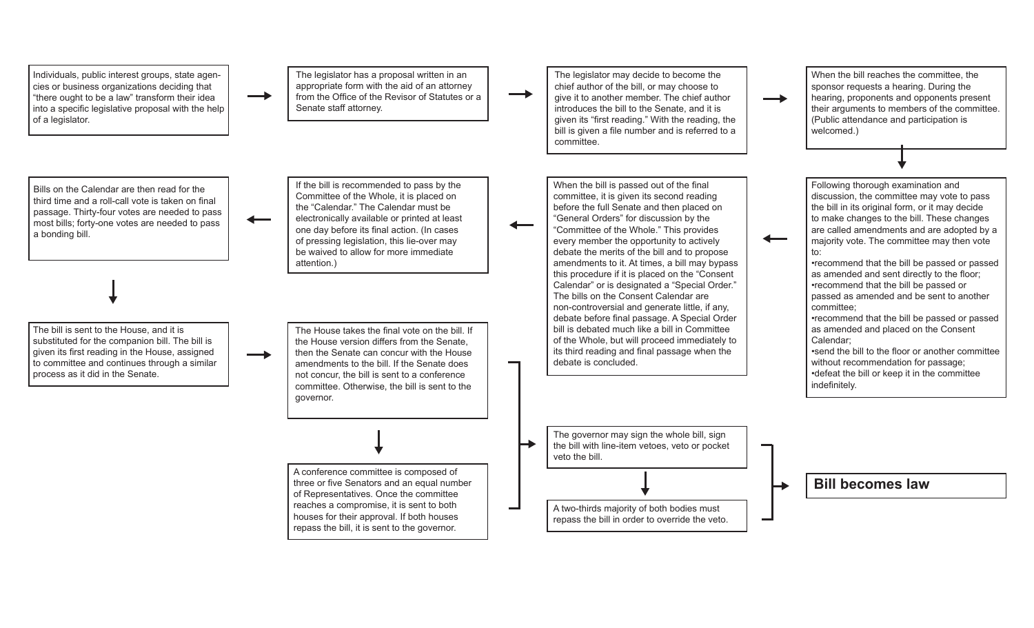Individuals, public interest groups, state agencies or business organizations deciding that "there ought to be a law" transform their idea into a specific legislative proposal with the help of a legislator.

The legislator has a proposal written in an appropriate form with the aid of an attorney from the Office of the Revisor of Statutes or a Senate staff attorney.

The legislator may decide to become the chief author of the bill, or may choose to give it to another member. The chief author introduces the bill to the Senate, and it is given its "first reading." With the reading, the bill is given a file number and is referred to a committee.

When the bill reaches the committee, the sponsor requests a hearing. During the hearing, proponents and opponents present their arguments to members of the committee. (Public attendance and participation is welcomed.)

Following thorough examination and discussion, the committee may vote to pass the bill in its original form, or it may decide to make changes to the bill. These changes are called amendments and are adopted by a majority vote. The committee may then vote to:

- recommend that the bill be passed or passed as amended and sent directly to the floor;
- recommend that the bill be passed or passed as amended and be sent to another committee;
- recommend that the bill be passed or passed as amended and placed on the Consent Calendar;
- send the bill to the floor or another committee without recommendation for passage;
- defeat the bill or keep it in the committee indefinitely.

When the bill is passed out of the final committee, it is given its second reading before the full Senate and then placed on "General Orders" for discussion by the "Committee of the Whole." This provides every member the opportunity to actively debate the merits of the bill and to propose amendments to it. At times, a bill may bypass this procedure if it is placed on the "Consent Calendar" or is designated a "Special Order." The bills on the Consent Calendar are non-controversial and generate little, if any, debate before final passage. A Special Order bill is debated much like a bill in Committee of the Whole, but will proceed immediately to its third reading and final passage when the debate is concluded.

If the bill is recommended to pass by the Committee of the Whole, it is placed on the "Calendar." The Calendar must be electronically available or printed at least one day before its final action. (In cases of pressing legislation, this lie-over may be waived to allow for more immediate attention.)

Bills on the Calendar are then read for the third time and a roll-call vote is taken on final passage. Thirty-four votes are needed to pass most bills; forty-one votes are needed to pass a bonding bill.

The bill is sent to the House, and it is substituted for the companion bill. The bill is given its first reading in the House, assigned to committee and continues through a similar process as it did in the Senate.

The House takes the final vote on the bill. If the House version differs from the Senate, then the Senate can concur with the House amendments to the bill. If the Senate does not concur, the bill is sent to a conference committee. Otherwise, the bill is sent to the governor.

A conference committee is composed of three or five Senators and an equal number of Representatives. Once the committee reaches a compromise, it is sent to both houses for their approval. If both houses repass the bill, it is sent to the governor.

The governor may sign the whole bill, sign the bill with line-item vetoes, veto or pocket veto the bill.

A two-thirds majority of both bodies must repass the bill in order to override the veto.

**Bill becomes law**